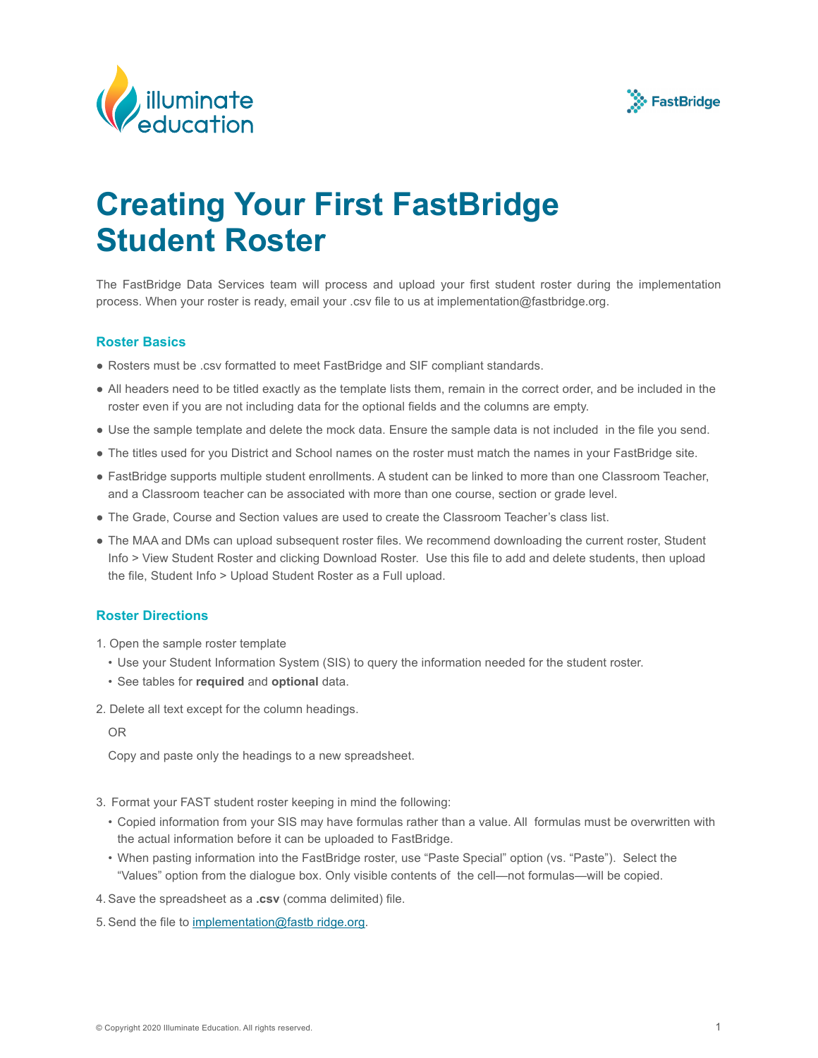# Creating Your First FastBridge Student Roster

The FastBridge Data Services team will process and upload your first student roster during the implementation process. When your roster is ready, email your .csv file to us at implementation@fastbridge.org.

## Roster Basics

- Rosters must be .csv formatted to meet FastBridge and SIF compliant standards.
- All headers need to be titled exactly as the template lists them, remain in the correct order, and be included in the roster even if you are not including data for the optional fields and the columns are empty.
- Use the sample template and delete the mock data. Ensure the sample data is not included in the file you send.
- The titles used for you District and School names on the roster must match the names in your FastBridge site.
- FastBridge supports multiple student enrollments. A student can be linked to more than one Classroom Teacher, and a Classroom teacher can be associated with more than one course, section or grade level.
- The Grade, Course and Section values are used to create the Classroom Teacher's class list.
- The MAA and DMs can upload subsequent roster files. We recommend downloading the current roster, Student Info > View Student Roster and clicking Download Roster. Use this file to add and delete students, then upload the file, Student Info > Upload Student Roster as a Full upload.

## Roster Directions

1. Open the sample roster template
   - Use your Student Information System (SIS) to query the information needed for the student roster.
   - See tables for **required** and **optional** data.
2. Delete all text except for the column headings.

   OR

   Copy and paste only the headings to a new spreadsheet.

3. Format your FAST student roster keeping in mind the following:
   - Copied information from your SIS may have formulas rather than a value. All formulas must be overwritten with the actual information before it can be uploaded to FastBridge.
   - When pasting information into the FastBridge roster, use "Paste Special" option (vs. "Paste"). Select the "Values" option from the dialogue box. Only visible contents of the cell—not formulas—will be copied.
4. Save the spreadsheet as a **.csv** (comma delimited) file.
5. Send the file to implementation@fastb ridge.org.

© Copyright 2020 Illuminate Education. All rights reserved.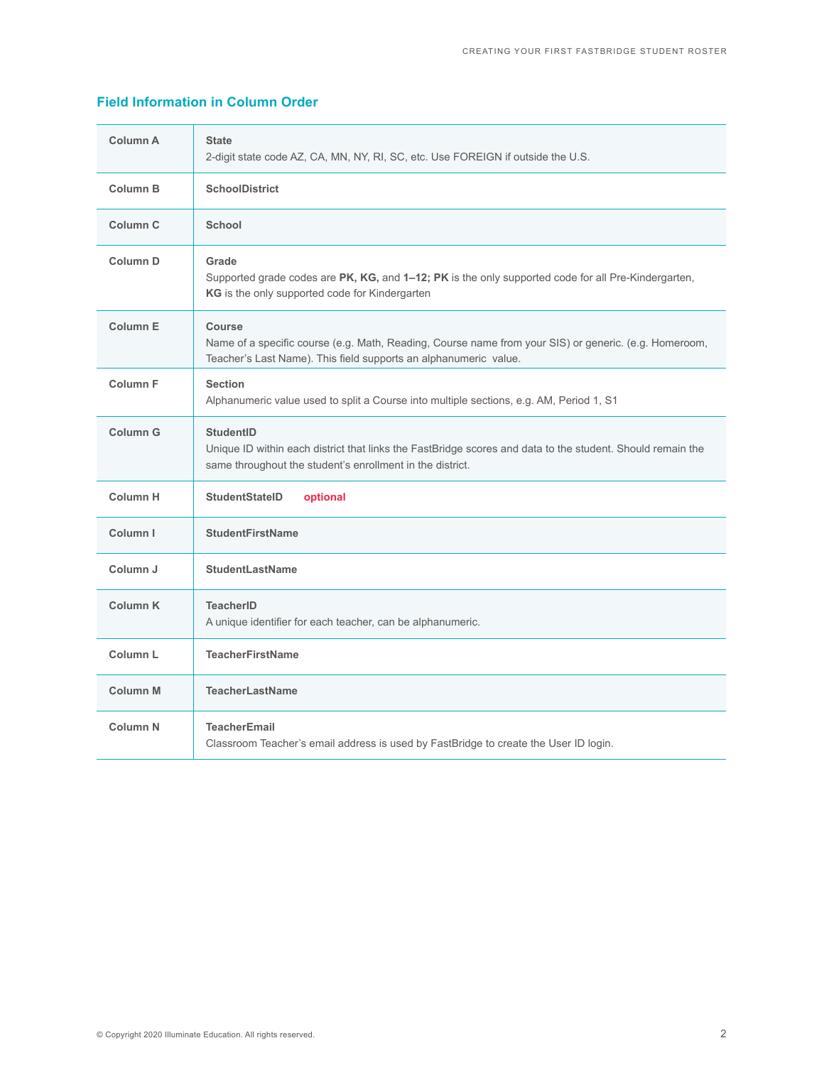## Field Information in Column Order

| | |
|---|---|
| Column A | **State**<br>2-digit state code AZ, CA, MN, NY, RI, SC, etc. Use FOREIGN if outside the U.S. |
| Column B | **SchoolDistrict** |
| Column C | **School** |
| Column D | **Grade**<br>Supported grade codes are **PK, KG,** and **1–12; PK** is the only supported code for all Pre-Kindergarten, **KG** is the only supported code for Kindergarten |
| Column E | **Course**<br>Name of a specific course (e.g. Math, Reading, Course name from your SIS) or generic. (e.g. Homeroom, Teacher's Last Name). This field supports an alphanumeric value. |
| Column F | **Section**<br>Alphanumeric value used to split a Course into multiple sections, e.g. AM, Period 1, S1 |
| Column G | **StudentID**<br>Unique ID within each district that links the FastBridge scores and data to the student. Should remain the same throughout the student's enrollment in the district. |
| Column H | **StudentStateID** optional |
| Column I | **StudentFirstName** |
| Column J | **StudentLastName** |
| Column K | **TeacherID**<br>A unique identifier for each teacher, can be alphanumeric. |
| Column L | **TeacherFirstName** |
| Column M | **TeacherLastName** |
| Column N | **TeacherEmail**<br>Classroom Teacher's email address is used by FastBridge to create the User ID login. |

© Copyright 2020 Illuminate Education. All rights reserved.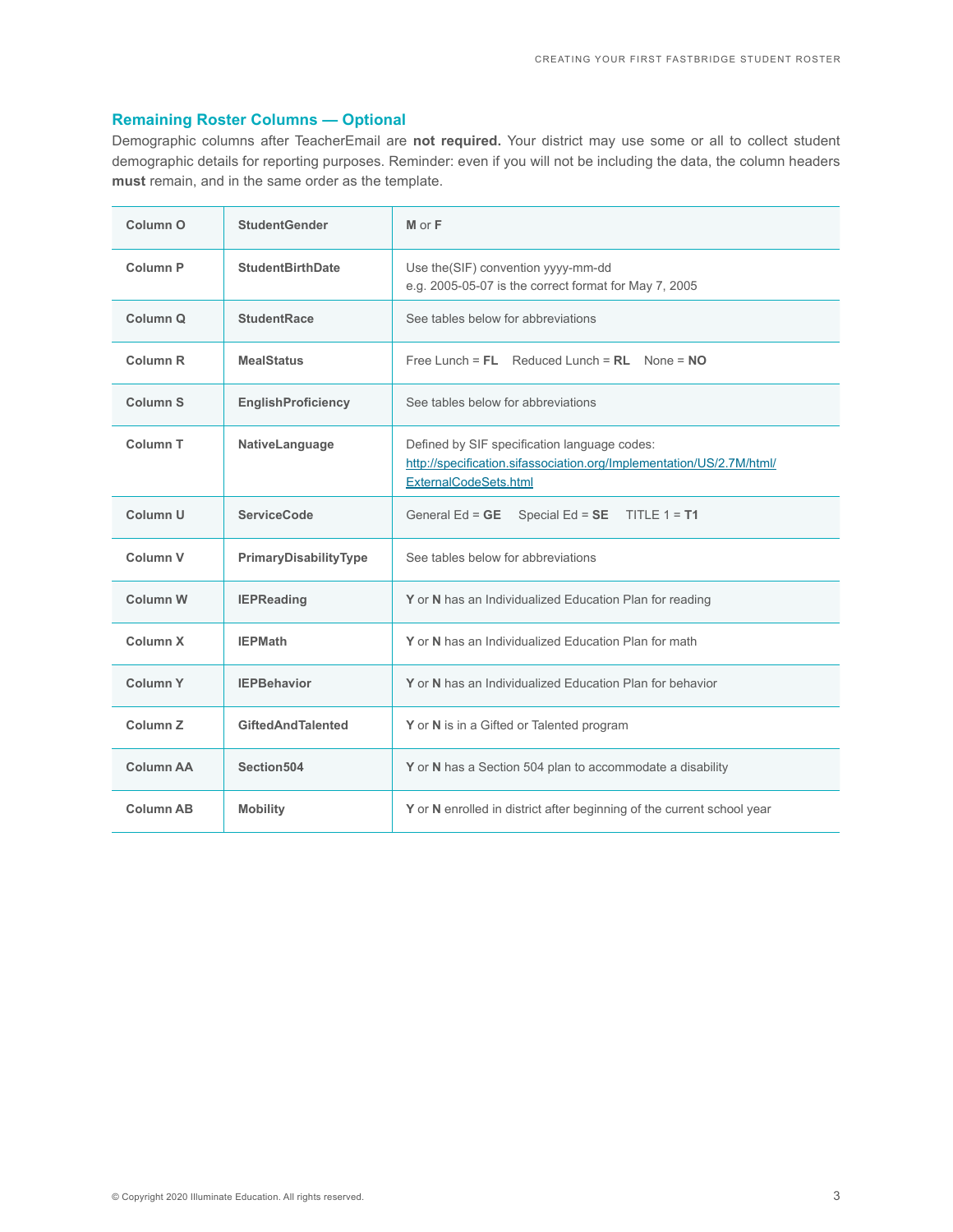### Remaining Roster Columns — Optional

Demographic columns after TeacherEmail are **not required.** Your district may use some or all to collect student demographic details for reporting purposes. Reminder: even if you will not be including the data, the column headers **must** remain, and in the same order as the template.

| | | |
|---|---|---|
| **Column O** | **StudentGender** | **M** or **F** |
| **Column P** | **StudentBirthDate** | Use the(SIF) convention yyyy-mm-dd<br>e.g. 2005-05-07 is the correct format for May 7, 2005 |
| **Column Q** | **StudentRace** | See tables below for abbreviations |
| **Column R** | **MealStatus** | Free Lunch = **FL** Reduced Lunch = **RL** None = **NO** |
| **Column S** | **EnglishProficiency** | See tables below for abbreviations |
| **Column T** | **NativeLanguage** | Defined by SIF specification language codes: [http://specification.sifassociation.org/Implementation/US/2.7M/html/ExternalCodeSets.html](http://specification.sifassociation.org/Implementation/US/2.7M/html/ExternalCodeSets.html) |
| **Column U** | **ServiceCode** | General Ed = **GE** Special Ed = **SE** TITLE 1 = **T1** |
| **Column V** | **PrimaryDisabilityType** | See tables below for abbreviations |
| **Column W** | **IEPReading** | **Y** or **N** has an Individualized Education Plan for reading |
| **Column X** | **IEPMath** | **Y** or **N** has an Individualized Education Plan for math |
| **Column Y** | **IEPBehavior** | **Y** or **N** has an Individualized Education Plan for behavior |
| **Column Z** | **GiftedAndTalented** | **Y** or **N** is in a Gifted or Talented program |
| **Column AA** | **Section504** | **Y** or **N** has a Section 504 plan to accommodate a disability |
| **Column AB** | **Mobility** | **Y** or **N** enrolled in district after beginning of the current school year |

© Copyright 2020 Illuminate Education. All rights reserved.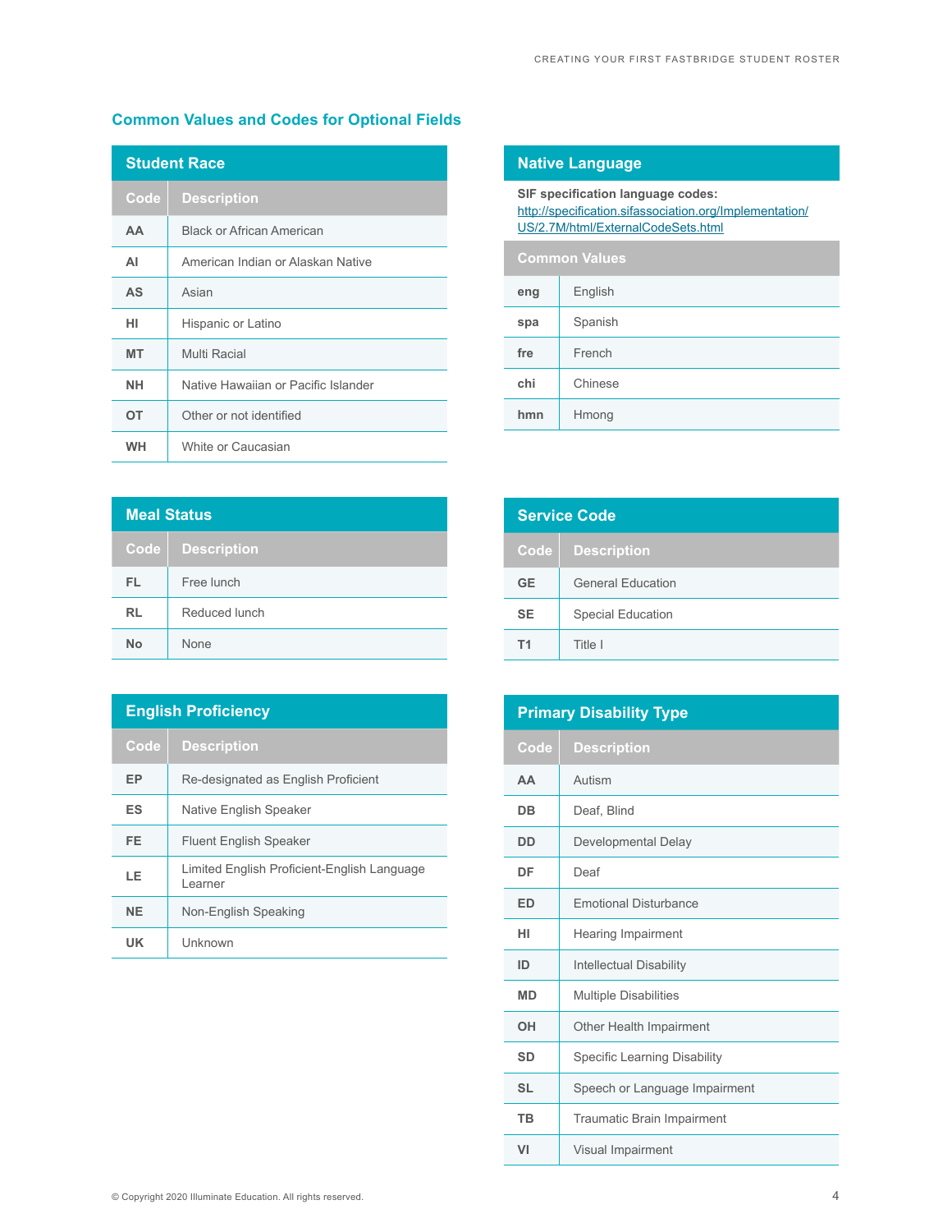## Common Values and Codes for Optional Fields

### Student Race

| Code | Description |
|---|---|
| AA | Black or African American |
| AI | American Indian or Alaskan Native |
| AS | Asian |
| HI | Hispanic or Latino |
| MT | Multi Racial |
| NH | Native Hawaiian or Pacific Islander |
| OT | Other or not identified |
| WH | White or Caucasian |

### Native Language

**SIF specification language codes:** http://specification.sifassociation.org/Implementation/US/2.7M/html/ExternalCodeSets.html

| Common Values | |
|---|---|
| eng | English |
| spa | Spanish |
| fre | French |
| chi | Chinese |
| hmn | Hmong |

### Meal Status

| Code | Description |
|---|---|
| FL | Free lunch |
| RL | Reduced lunch |
| No | None |

### Service Code

| Code | Description |
|---|---|
| GE | General Education |
| SE | Special Education |
| T1 | Title I |

### English Proficiency

| Code | Description |
|---|---|
| EP | Re-designated as English Proficient |
| ES | Native English Speaker |
| FE | Fluent English Speaker |
| LE | Limited English Proficient-English Language Learner |
| NE | Non-English Speaking |
| UK | Unknown |

### Primary Disability Type

| Code | Description |
|---|---|
| AA | Autism |
| DB | Deaf, Blind |
| DD | Developmental Delay |
| DF | Deaf |
| ED | Emotional Disturbance |
| HI | Hearing Impairment |
| ID | Intellectual Disability |
| MD | Multiple Disabilities |
| OH | Other Health Impairment |
| SD | Specific Learning Disability |
| SL | Speech or Language Impairment |
| TB | Traumatic Brain Impairment |
| VI | Visual Impairment |

© Copyright 2020 Illuminate Education. All rights reserved.